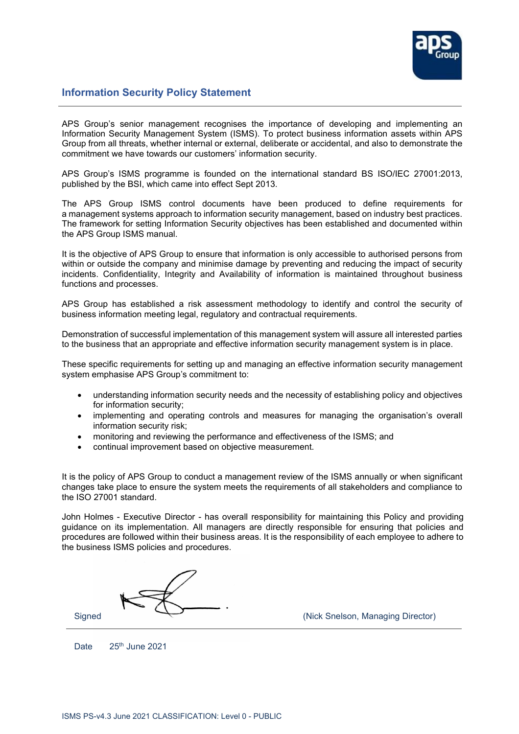## Information Security Policy Statement

APS Group's senior management recognises the importance of developing and implementing an Information Security Management System (ISMS). To protect business information assets within APS Group from all threats, whether internal or external, deliberate or accidental, and also to demonstrate the commitment we have towards our customers' information security.

APS Group's ISMS programme is founded on the international standard BS ISO/IEC 27001:2013, published by the BSI, which came into effect Sept 2013.

The APS Group ISMS control documents have been produced to define requirements for a management systems approach to information security management, based on industry best practices. The framework for setting Information Security objectives has been established and documented within the APS Group ISMS manual.

It is the objective of APS Group to ensure that information is only accessible to authorised persons from within or outside the company and minimise damage by preventing and reducing the impact of security incidents. Confidentiality, Integrity and Availability of information is maintained throughout business functions and processes.

APS Group has established a risk assessment methodology to identify and control the security of business information meeting legal, regulatory and contractual requirements.

Demonstration of successful implementation of this management system will assure all interested parties to the business that an appropriate and effective information security management system is in place.

These specific requirements for setting up and managing an effective information security management system emphasise APS Group's commitment to:

- understanding information security needs and the necessity of establishing policy and objectives for information security;
- implementing and operating controls and measures for managing the organisation's overall information security risk;
- monitoring and reviewing the performance and effectiveness of the ISMS; and
- continual improvement based on objective measurement.

It is the policy of APS Group to conduct a management review of the ISMS annually or when significant changes take place to ensure the system meets the requirements of all stakeholders and compliance to the ISO 27001 standard.

John Holmes - Executive Director - has overall responsibility for maintaining this Policy and providing guidance on its implementation. All managers are directly responsible for ensuring that policies and procedures are followed within their business areas. It is the responsibility of each employee to adhere to the business ISMS policies and procedures.

Signed (Nick Snelson, Managing Director)

Date 25th June 2021

ISMS PS-v4.3 June 2021 CLASSIFICATION: Level 0 - PUBLIC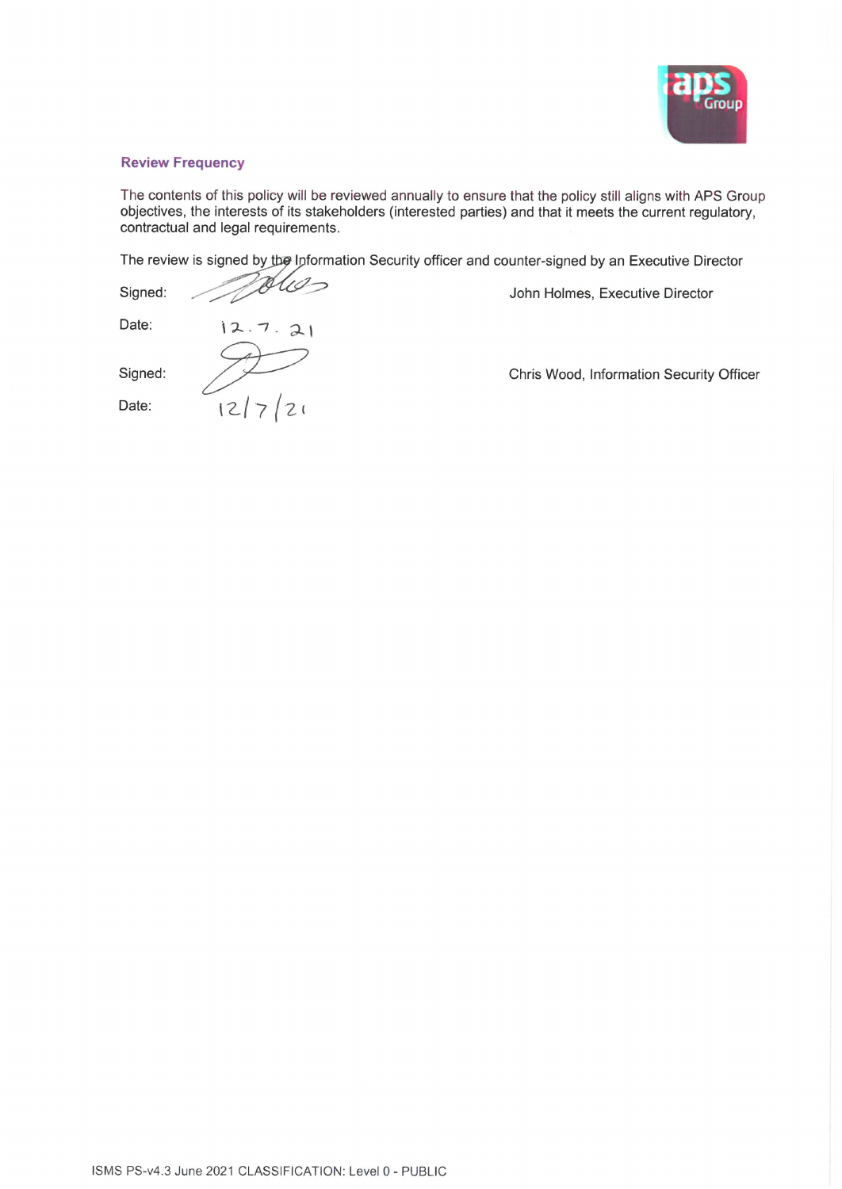### Review Frequency

The contents of this policy will be reviewed annually to ensure that the policy still aligns with APS Group objectives, the interests of its stakeholders (interested parties) and that it meets the current regulatory, contractual and legal requirements.

The review is signed by the Information Security officer and counter-signed by an Executive Director

Signed: John Holmes, Executive Director

Date: 12.7.21

Signed: Chris Wood, Information Security Officer

Date: 12/7/21

ISMS PS-v4.3 June 2021 CLASSIFICATION: Level 0 - PUBLIC